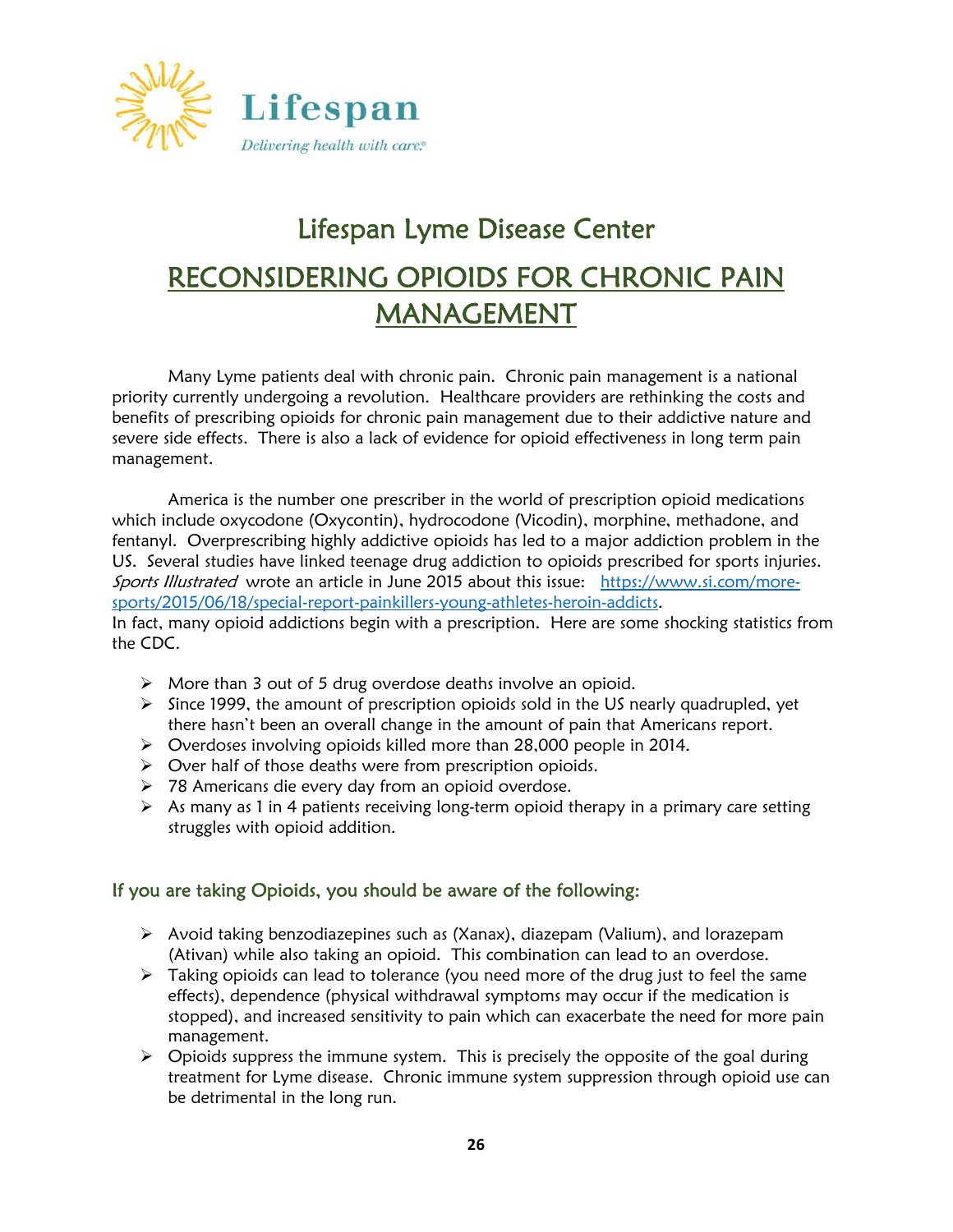Lifespan

*Delivering health with care.*

# Lifespan Lyme Disease Center

## RECONSIDERING OPIOIDS FOR CHRONIC PAIN MANAGEMENT

Many Lyme patients deal with chronic pain. Chronic pain management is a national priority currently undergoing a revolution. Healthcare providers are rethinking the costs and benefits of prescribing opioids for chronic pain management due to their addictive nature and severe side effects. There is also a lack of evidence for opioid effectiveness in long term pain management.

America is the number one prescriber in the world of prescription opioid medications which include oxycodone (Oxycontin), hydrocodone (Vicodin), morphine, methadone, and fentanyl. Overprescribing highly addictive opioids has led to a major addiction problem in the US. Several studies have linked teenage drug addiction to opioids prescribed for sports injuries. *Sports Illustrated* wrote an article in June 2015 about this issue: [https://www.si.com/more-sports/2015/06/18/special-report-painkillers-young-athletes-heroin-addicts](https://www.si.com/more-sports/2015/06/18/special-report-painkillers-young-athletes-heroin-addicts).
In fact, many opioid addictions begin with a prescription. Here are some shocking statistics from the CDC.

- More than 3 out of 5 drug overdose deaths involve an opioid.
- Since 1999, the amount of prescription opioids sold in the US nearly quadrupled, yet there hasn't been an overall change in the amount of pain that Americans report.
- Overdoses involving opioids killed more than 28,000 people in 2014.
- Over half of those deaths were from prescription opioids.
- 78 Americans die every day from an opioid overdose.
- As many as 1 in 4 patients receiving long-term opioid therapy in a primary care setting struggles with opioid addition.

### If you are taking Opioids, you should be aware of the following:

- Avoid taking benzodiazepines such as (Xanax), diazepam (Valium), and lorazepam (Ativan) while also taking an opioid. This combination can lead to an overdose.
- Taking opioids can lead to tolerance (you need more of the drug just to feel the same effects), dependence (physical withdrawal symptoms may occur if the medication is stopped), and increased sensitivity to pain which can exacerbate the need for more pain management.
- Opioids suppress the immune system. This is precisely the opposite of the goal during treatment for Lyme disease. Chronic immune system suppression through opioid use can be detrimental in the long run.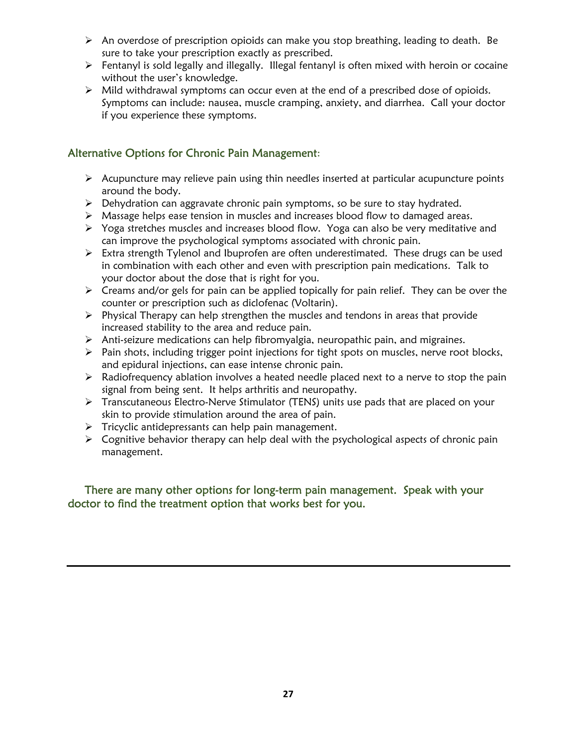- An overdose of prescription opioids can make you stop breathing, leading to death. Be sure to take your prescription exactly as prescribed.
- Fentanyl is sold legally and illegally. Illegal fentanyl is often mixed with heroin or cocaine without the user's knowledge.
- Mild withdrawal symptoms can occur even at the end of a prescribed dose of opioids. Symptoms can include: nausea, muscle cramping, anxiety, and diarrhea. Call your doctor if you experience these symptoms.

## Alternative Options for Chronic Pain Management:

- Acupuncture may relieve pain using thin needles inserted at particular acupuncture points around the body.
- Dehydration can aggravate chronic pain symptoms, so be sure to stay hydrated.
- Massage helps ease tension in muscles and increases blood flow to damaged areas.
- Yoga stretches muscles and increases blood flow. Yoga can also be very meditative and can improve the psychological symptoms associated with chronic pain.
- Extra strength Tylenol and Ibuprofen are often underestimated. These drugs can be used in combination with each other and even with prescription pain medications. Talk to your doctor about the dose that is right for you.
- Creams and/or gels for pain can be applied topically for pain relief. They can be over the counter or prescription such as diclofenac (Voltarin).
- Physical Therapy can help strengthen the muscles and tendons in areas that provide increased stability to the area and reduce pain.
- Anti-seizure medications can help fibromyalgia, neuropathic pain, and migraines.
- Pain shots, including trigger point injections for tight spots on muscles, nerve root blocks, and epidural injections, can ease intense chronic pain.
- Radiofrequency ablation involves a heated needle placed next to a nerve to stop the pain signal from being sent. It helps arthritis and neuropathy.
- Transcutaneous Electro-Nerve Stimulator (TENS) units use pads that are placed on your skin to provide stimulation around the area of pain.
- Tricyclic antidepressants can help pain management.
- Cognitive behavior therapy can help deal with the psychological aspects of chronic pain management.

There are many other options for long-term pain management. Speak with your doctor to find the treatment option that works best for you.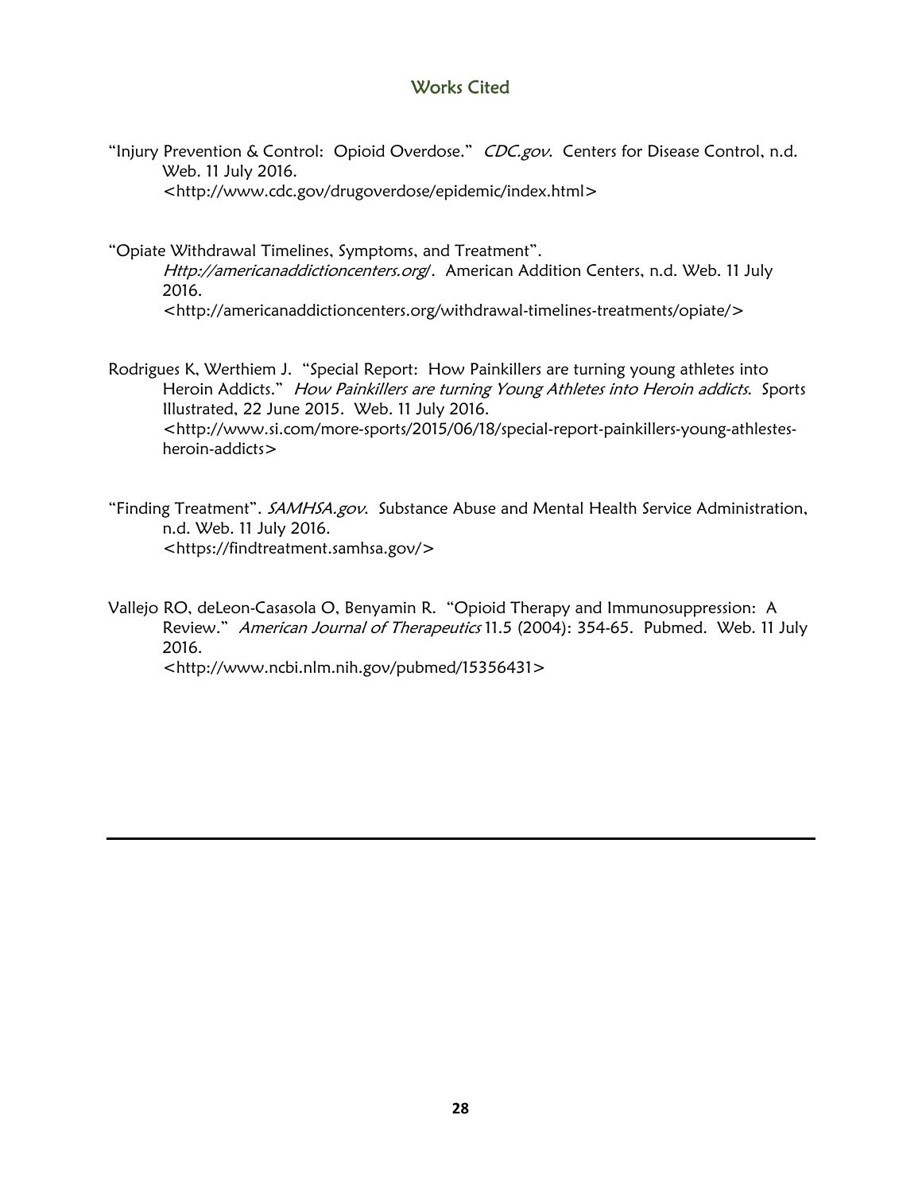## Works Cited

"Injury Prevention & Control: Opioid Overdose." *CDC.gov*. Centers for Disease Control, n.d. Web. 11 July 2016. <http://www.cdc.gov/drugoverdose/epidemic/index.html>

"Opiate Withdrawal Timelines, Symptoms, and Treatment". *Http://americanaddictioncenters.org/*. American Addition Centers, n.d. Web. 11 July 2016. <http://americanaddictioncenters.org/withdrawal-timelines-treatments/opiate/>

Rodrigues K, Werthiem J. "Special Report: How Painkillers are turning young athletes into Heroin Addicts." *How Painkillers are turning Young Athletes into Heroin addicts*. Sports Illustrated, 22 June 2015. Web. 11 July 2016. <http://www.si.com/more-sports/2015/06/18/special-report-painkillers-young-athlestes-heroin-addicts>

"Finding Treatment". *SAMHSA.gov*. Substance Abuse and Mental Health Service Administration, n.d. Web. 11 July 2016. <https://findtreatment.samhsa.gov/>

Vallejo RO, deLeon-Casasola O, Benyamin R. "Opioid Therapy and Immunosuppression: A Review." *American Journal of Therapeutics* 11.5 (2004): 354-65. Pubmed. Web. 11 July 2016. <http://www.ncbi.nlm.nih.gov/pubmed/15356431>